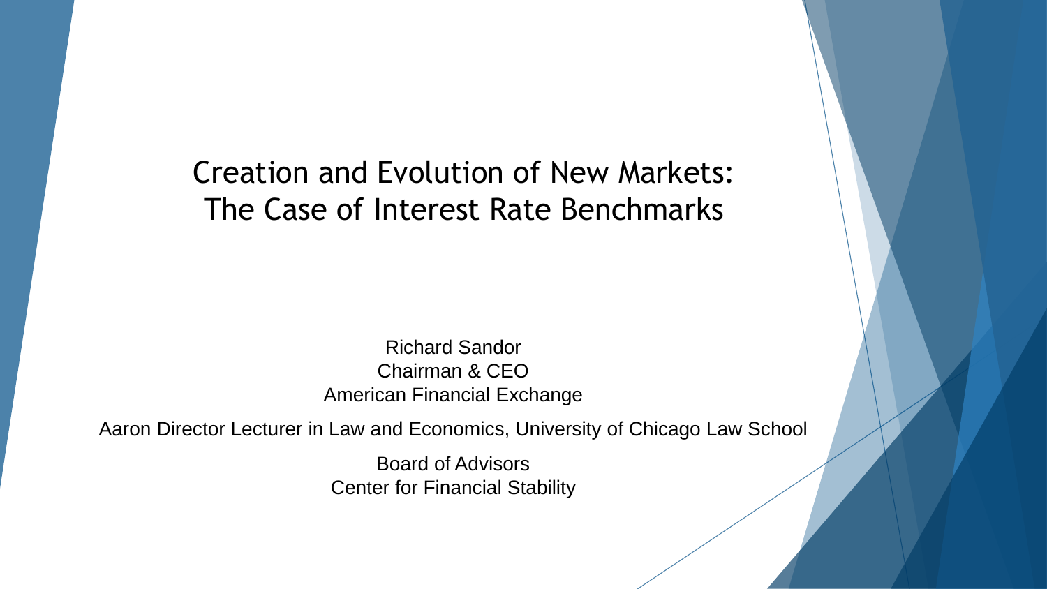# Creation and Evolution of New Markets: The Case of Interest Rate Benchmarks

Richard Sandor
Chairman & CEO
American Financial Exchange

Aaron Director Lecturer in Law and Economics, University of Chicago Law School

Board of Advisors
Center for Financial Stability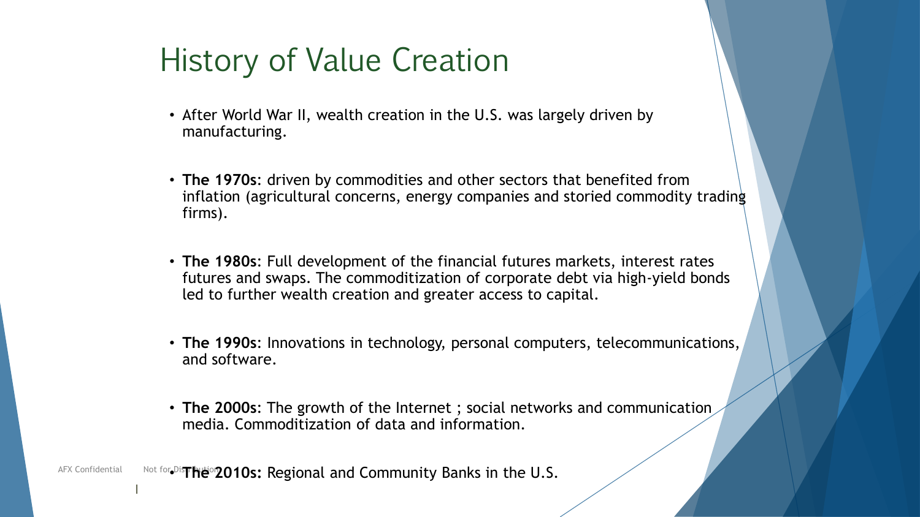# History of Value Creation

- After World War II, wealth creation in the U.S. was largely driven by manufacturing.
- **The 1970s**: driven by commodities and other sectors that benefited from inflation (agricultural concerns, energy companies and storied commodity trading firms).
- **The 1980s**: Full development of the financial futures markets, interest rates futures and swaps. The commoditization of corporate debt via high-yield bonds led to further wealth creation and greater access to capital.
- **The 1990s**: Innovations in technology, personal computers, telecommunications, and software.
- **The 2000s**: The growth of the Internet ; social networks and communication media. Commoditization of data and information.
- **The 2010s:** Regional and Community Banks in the U.S.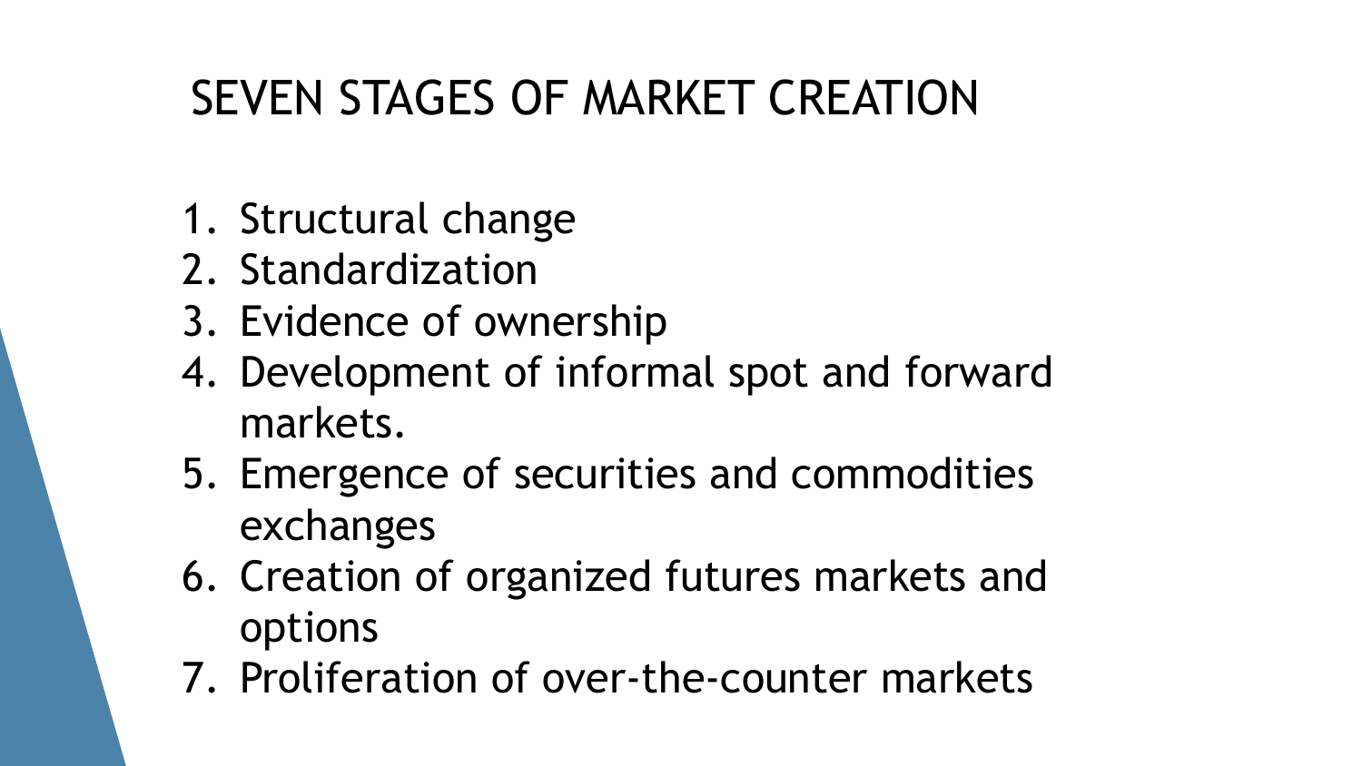# SEVEN STAGES OF MARKET CREATION

1. Structural change
2. Standardization
3. Evidence of ownership
4. Development of informal spot and forward markets.
5. Emergence of securities and commodities exchanges
6. Creation of organized futures markets and options
7. Proliferation of over-the-counter markets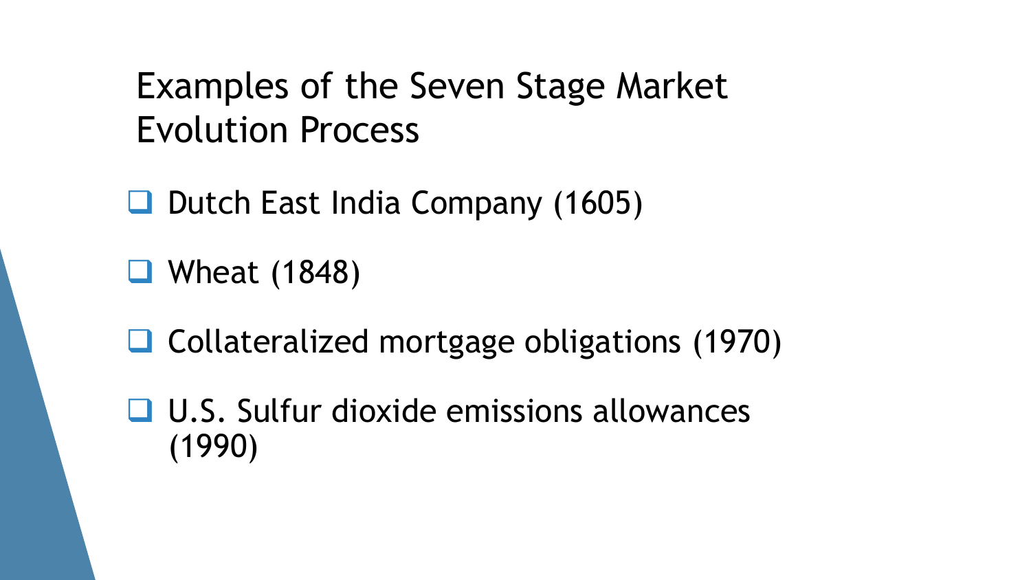# Examples of the Seven Stage Market Evolution Process

- Dutch East India Company (1605)
- Wheat (1848)
- Collateralized mortgage obligations (1970)
- U.S. Sulfur dioxide emissions allowances (1990)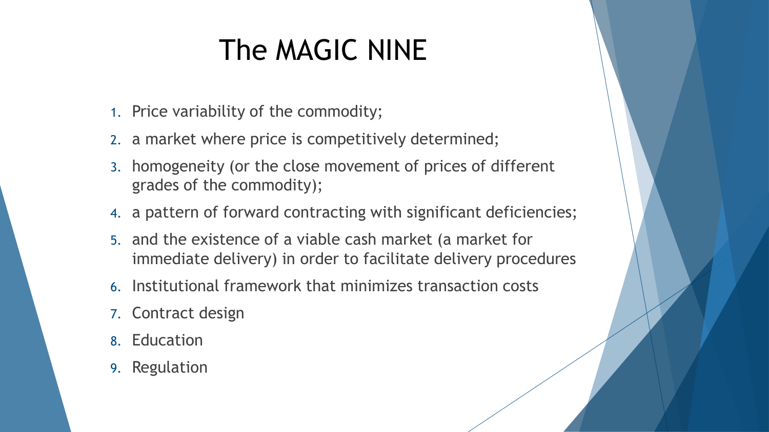# The MAGIC NINE

1. Price variability of the commodity;
2. a market where price is competitively determined;
3. homogeneity (or the close movement of prices of different grades of the commodity);
4. a pattern of forward contracting with significant deficiencies;
5. and the existence of a viable cash market (a market for immediate delivery) in order to facilitate delivery procedures
6. Institutional framework that minimizes transaction costs
7. Contract design
8. Education
9. Regulation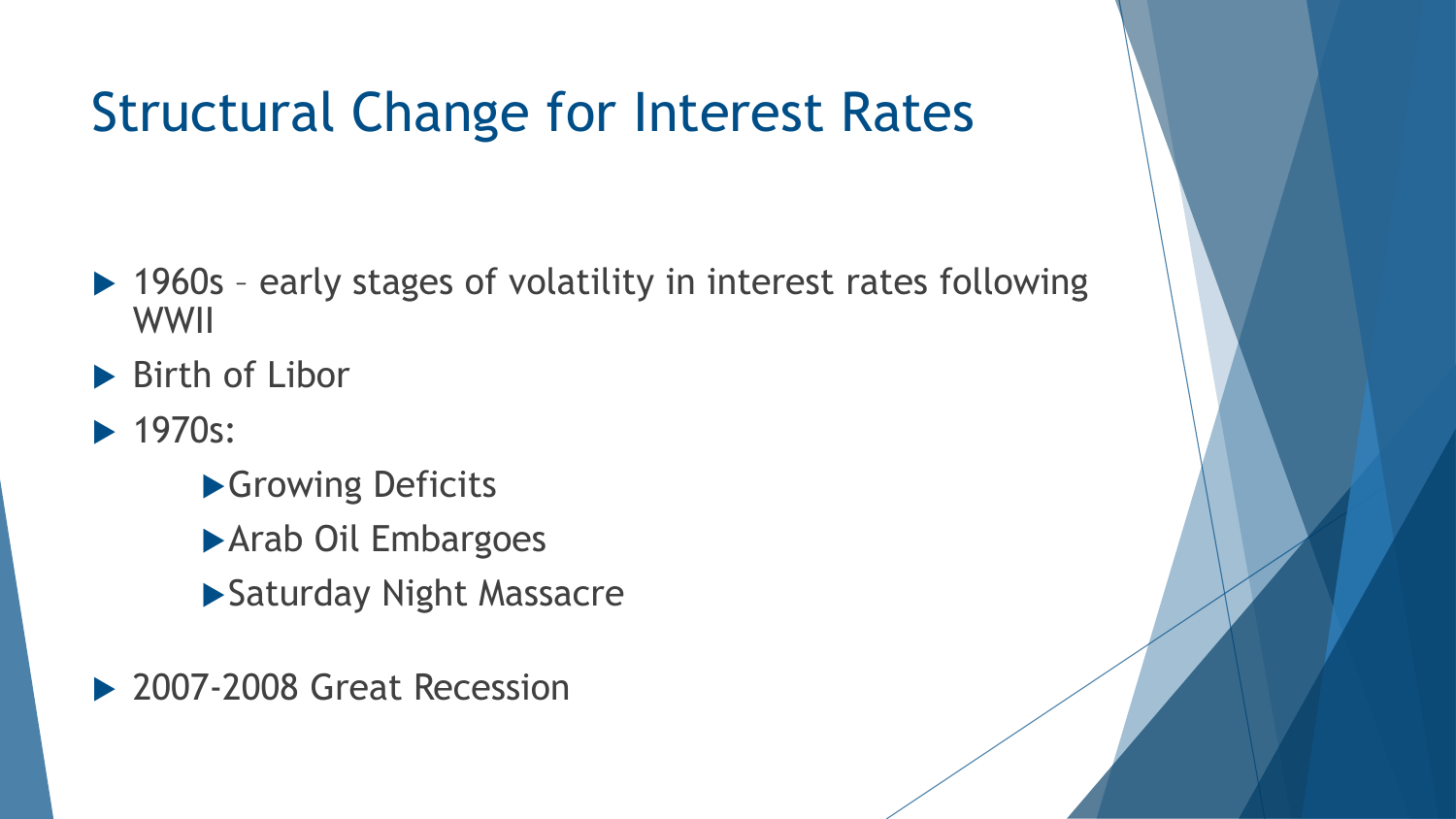# Structural Change for Interest Rates

- 1960s – early stages of volatility in interest rates following WWII
- Birth of Libor
- 1970s:
  - Growing Deficits
  - Arab Oil Embargoes
  - Saturday Night Massacre
- 2007-2008 Great Recession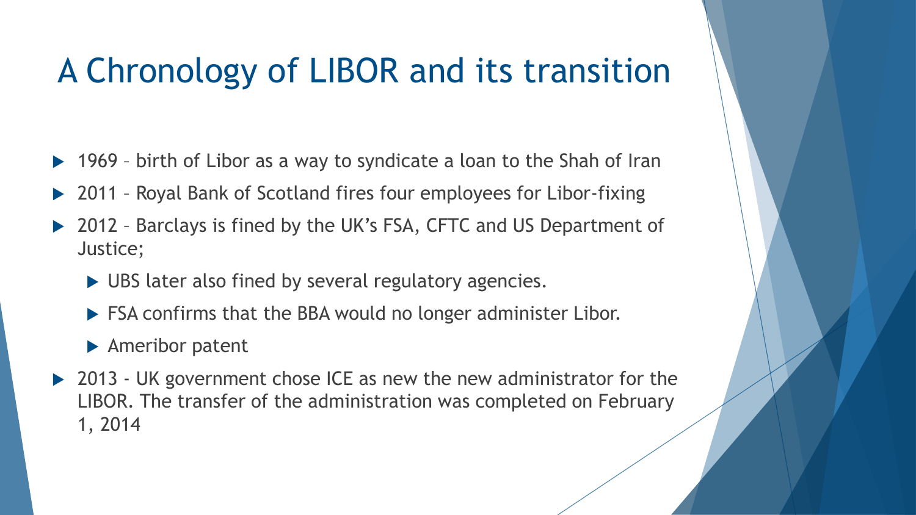# A Chronology of LIBOR and its transition

- 1969 – birth of Libor as a way to syndicate a loan to the Shah of Iran
- 2011 – Royal Bank of Scotland fires four employees for Libor-fixing
- 2012 – Barclays is fined by the UK's FSA, CFTC and US Department of Justice;
  - UBS later also fined by several regulatory agencies.
  - FSA confirms that the BBA would no longer administer Libor.
  - Ameribor patent
- 2013 - UK government chose ICE as new the new administrator for the LIBOR. The transfer of the administration was completed on February 1, 2014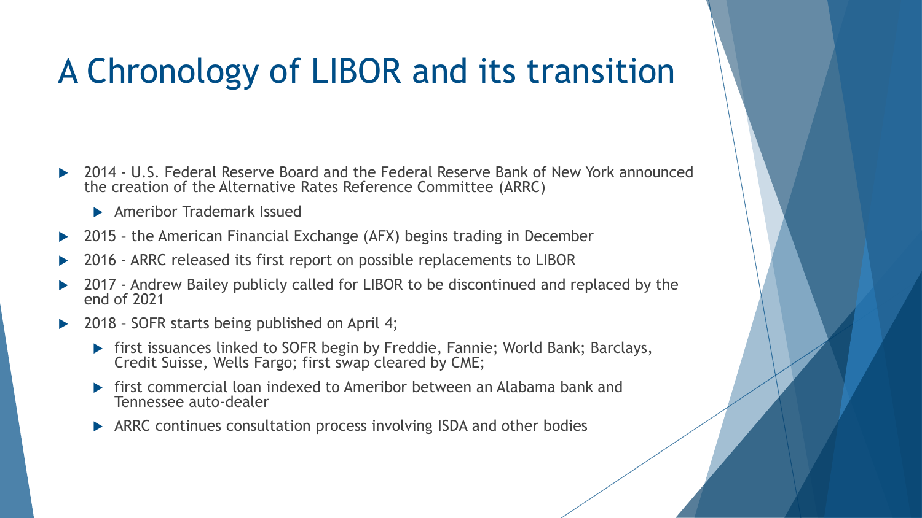# A Chronology of LIBOR and its transition

- 2014 - U.S. Federal Reserve Board and the Federal Reserve Bank of New York announced the creation of the Alternative Rates Reference Committee (ARRC)
  - Ameribor Trademark Issued
- 2015 – the American Financial Exchange (AFX) begins trading in December
- 2016 - ARRC released its first report on possible replacements to LIBOR
- 2017 - Andrew Bailey publicly called for LIBOR to be discontinued and replaced by the end of 2021
- 2018 – SOFR starts being published on April 4;
  - first issuances linked to SOFR begin by Freddie, Fannie; World Bank; Barclays, Credit Suisse, Wells Fargo; first swap cleared by CME;
  - first commercial loan indexed to Ameribor between an Alabama bank and Tennessee auto-dealer
  - ARRC continues consultation process involving ISDA and other bodies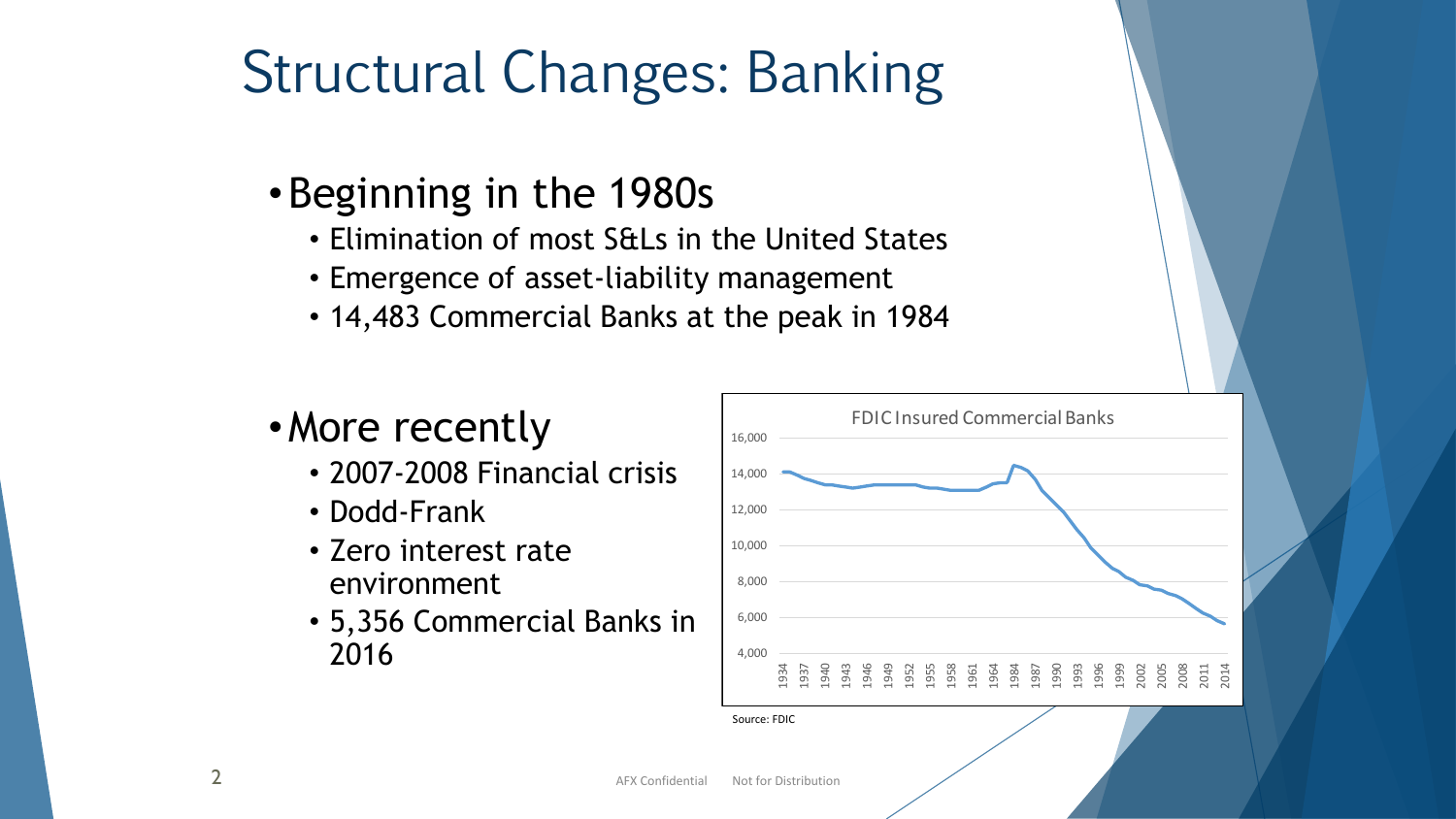# Structural Changes: Banking

- Beginning in the 1980s
  - Elimination of most S&Ls in the United States
  - Emergence of asset-liability management
  - 14,483 Commercial Banks at the peak in 1984

- More recently
  - 2007-2008 Financial crisis
  - Dodd-Frank
  - Zero interest rate environment
  - 5,356 Commercial Banks in 2016

FDIC Insured Commercial Banks

Source: FDIC

AFX Confidential Not for Distribution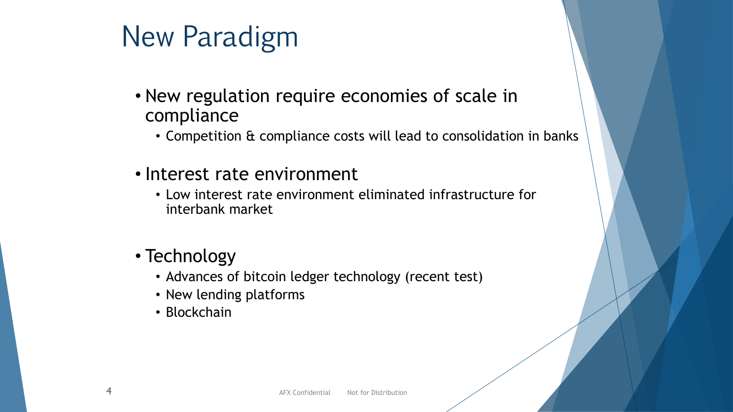# New Paradigm

- New regulation require economies of scale in compliance
  - Competition & compliance costs will lead to consolidation in banks
- Interest rate environment
  - Low interest rate environment eliminated infrastructure for interbank market
- Technology
  - Advances of bitcoin ledger technology (recent test)
  - New lending platforms
  - Blockchain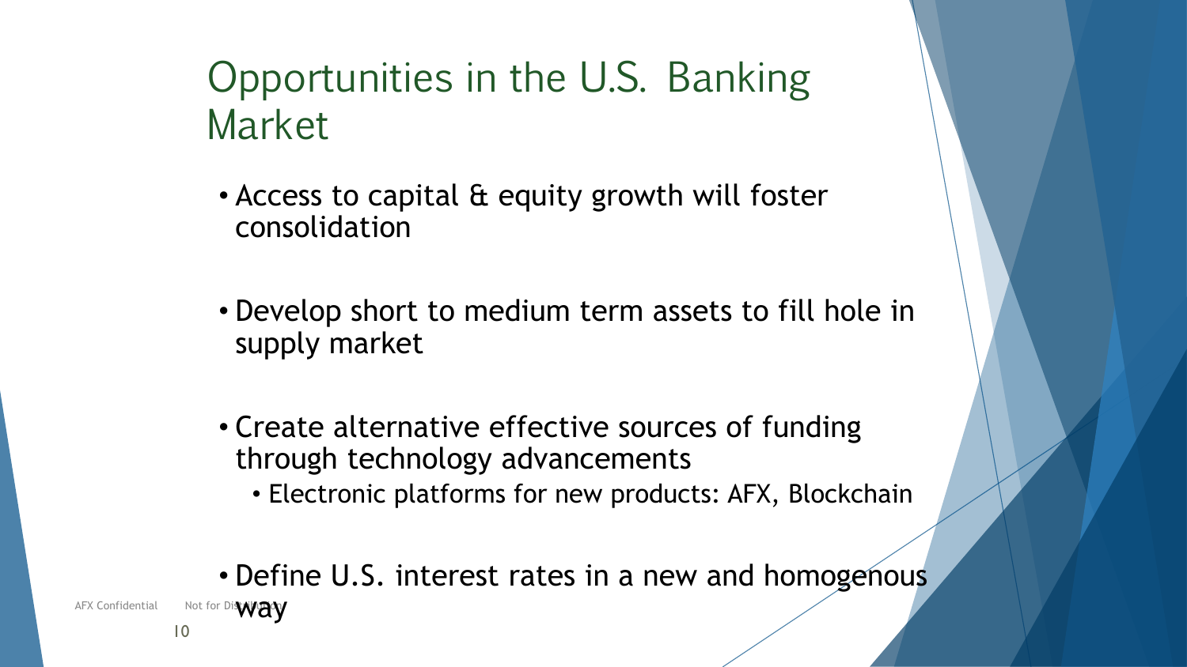# Opportunities in the U.S. Banking Market

- Access to capital & equity growth will foster consolidation
- Develop short to medium term assets to fill hole in supply market
- Create alternative effective sources of funding through technology advancements
  - Electronic platforms for new products: AFX, Blockchain
- Define U.S. interest rates in a new and homogenous way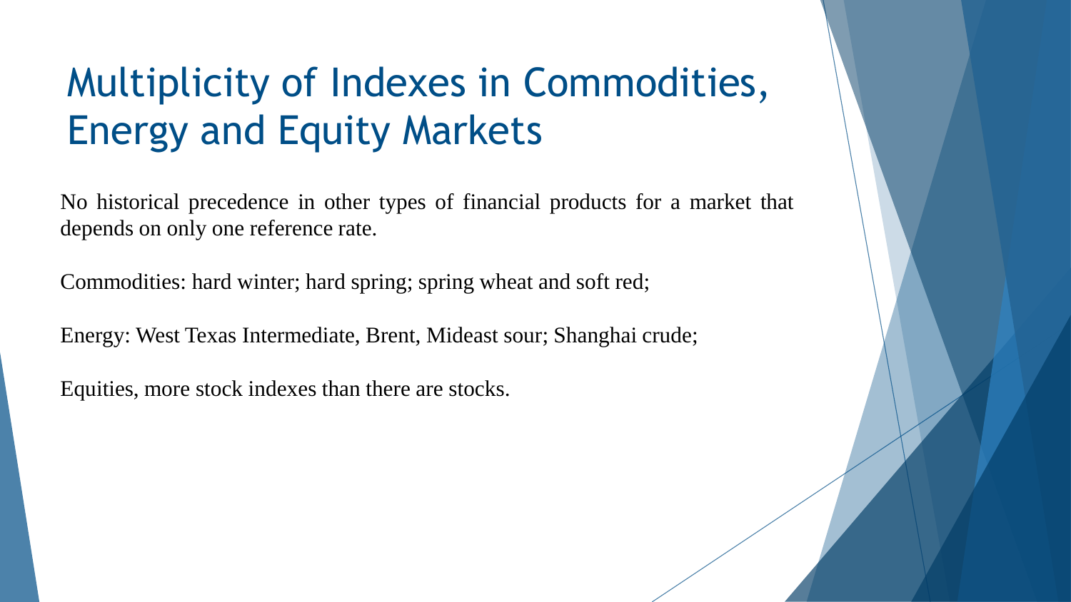# Multiplicity of Indexes in Commodities, Energy and Equity Markets

No historical precedence in other types of financial products for a market that depends on only one reference rate.

Commodities: hard winter; hard spring; spring wheat and soft red;

Energy: West Texas Intermediate, Brent, Mideast sour; Shanghai crude;

Equities, more stock indexes than there are stocks.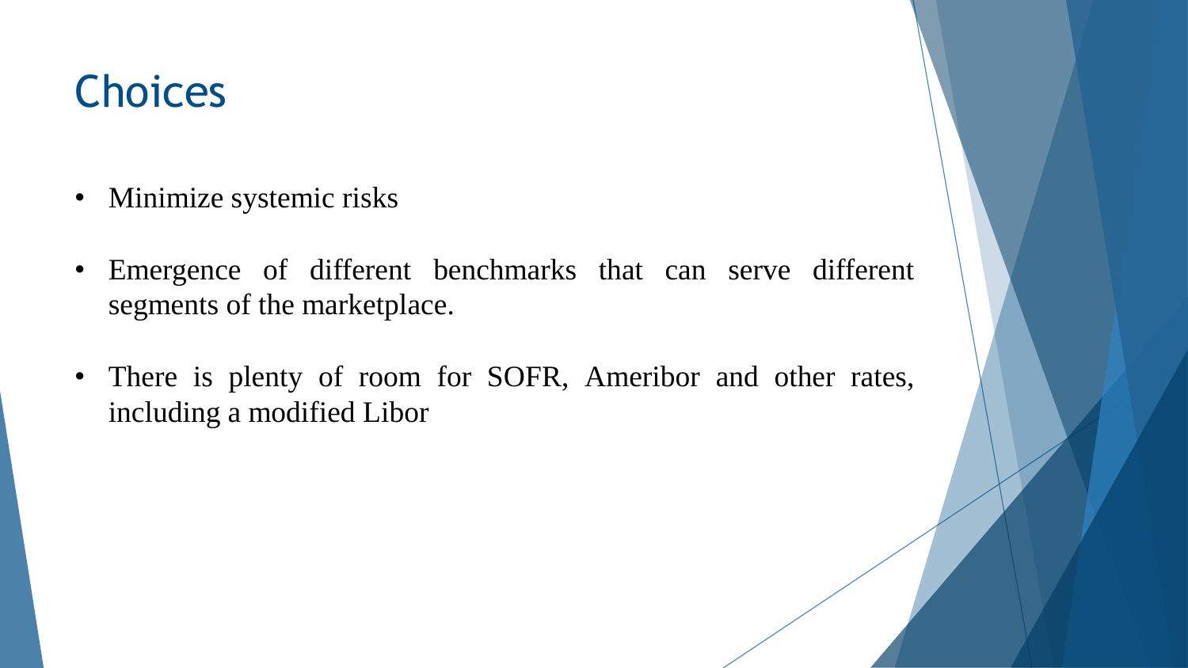# Choices

- Minimize systemic risks
- Emergence of different benchmarks that can serve different segments of the marketplace.
- There is plenty of room for SOFR, Ameribor and other rates, including a modified Libor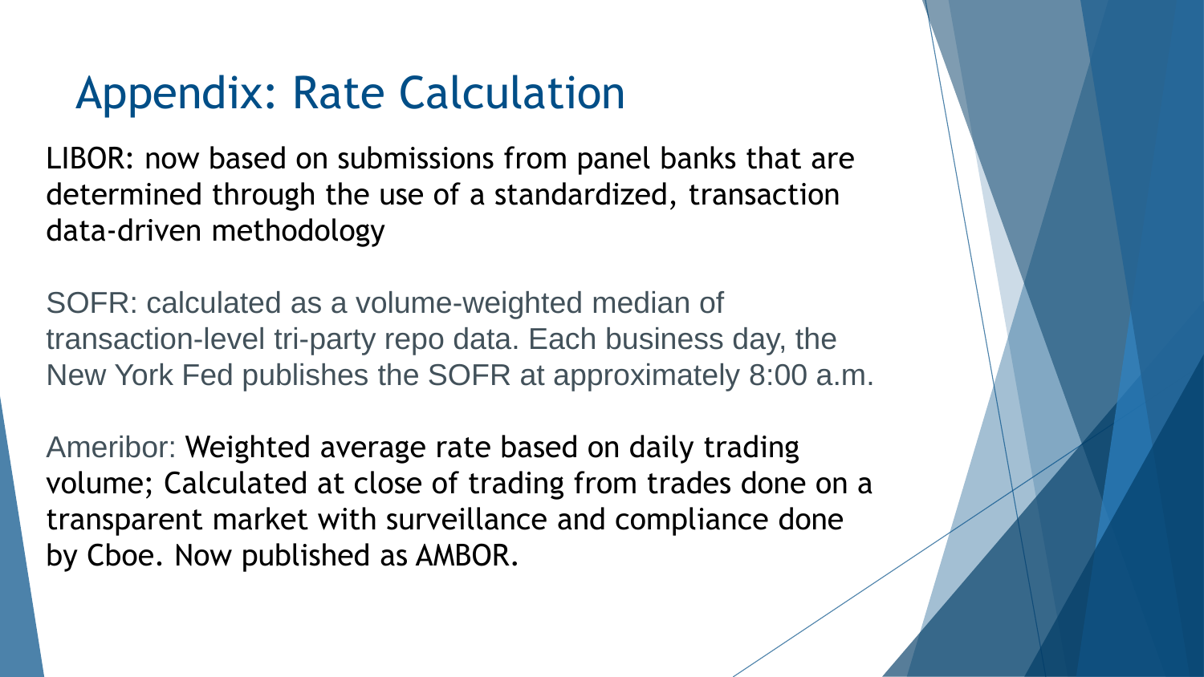# Appendix: Rate Calculation

LIBOR: now based on submissions from panel banks that are determined through the use of a standardized, transaction data-driven methodology

SOFR: calculated as a volume-weighted median of transaction-level tri-party repo data. Each business day, the New York Fed publishes the SOFR at approximately 8:00 a.m.

Ameribor: Weighted average rate based on daily trading volume; Calculated at close of trading from trades done on a transparent market with surveillance and compliance done by Cboe. Now published as AMBOR.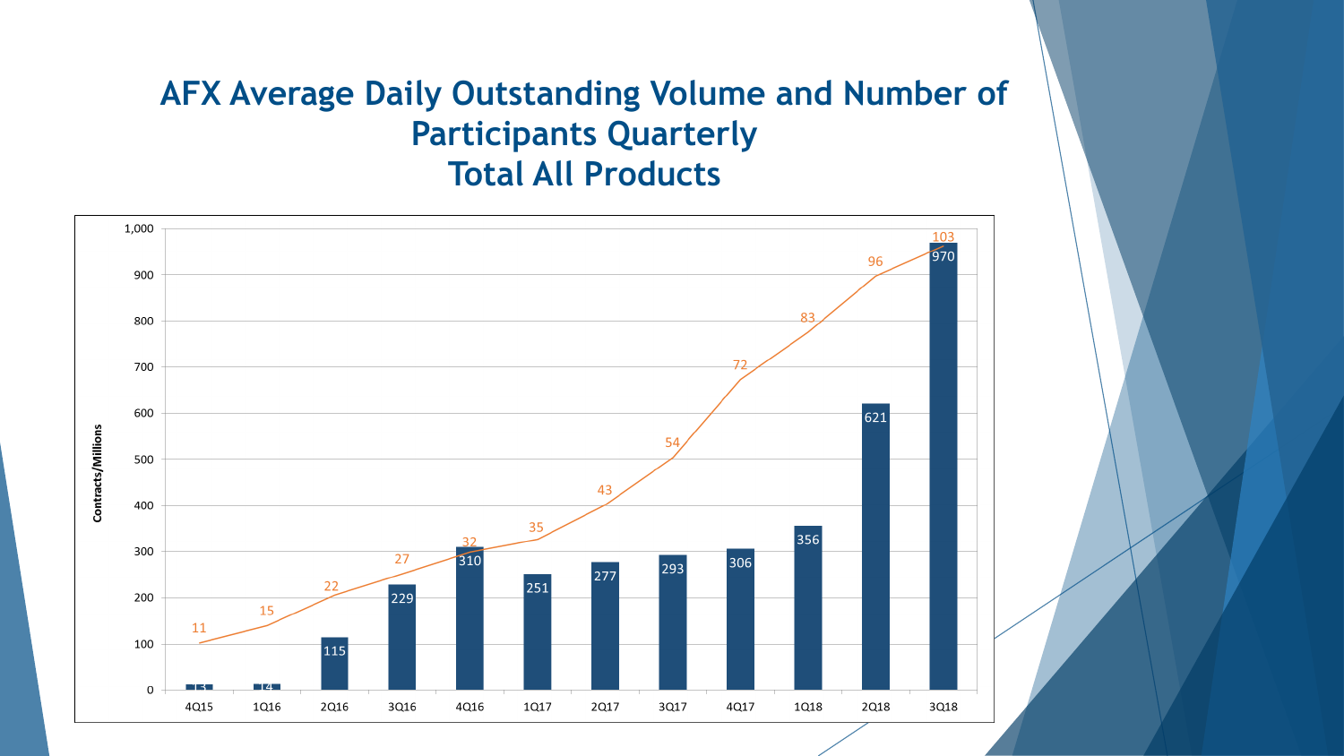# AFX Average Daily Outstanding Volume and Number of Participants Quarterly
# Total All Products

Contracts/Millions

1,000
900
800
700
600
500
400
300
200
100
0

4Q15 1Q16 2Q16 3Q16 4Q16 1Q17 2Q17 3Q17 4Q17 1Q18 2Q18 3Q18

13 14 115 229 310 251 277 293 306 356 621 970

11 15 22 27 32 35 43 54 72 83 96 103